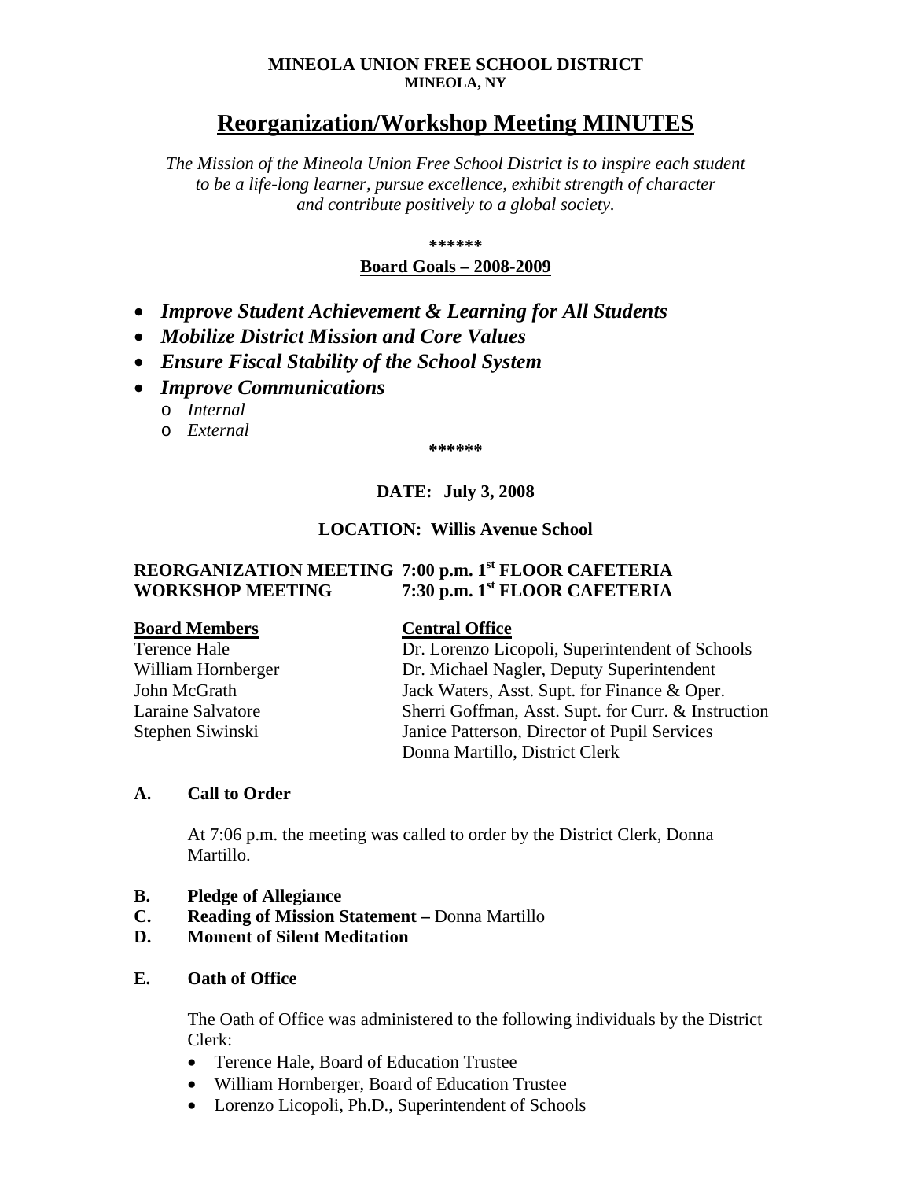**MINEOLA UNION FREE SCHOOL DISTRICT**
**MINEOLA, NY**

# Reorganization/Workshop Meeting MINUTES

*The Mission of the Mineola Union Free School District is to inspire each student to be a life-long learner, pursue excellence, exhibit strength of character and contribute positively to a global society.*

**\*\*\*\*\*\***

**Board Goals – 2008-2009**

- ***Improve Student Achievement & Learning for All Students***
- ***Mobilize District Mission and Core Values***
- ***Ensure Fiscal Stability of the School System***
- ***Improve Communications***
  - *Internal*
  - *External*

**\*\*\*\*\*\***

**DATE: July 3, 2008**

**LOCATION: Willis Avenue School**

**REORGANIZATION MEETING 7:00 p.m. 1st FLOOR CAFETERIA**
**WORKSHOP MEETING 7:30 p.m. 1st FLOOR CAFETERIA**

| Board Members | Central Office |
|---|---|
| Terence Hale | Dr. Lorenzo Licopoli, Superintendent of Schools |
| William Hornberger | Dr. Michael Nagler, Deputy Superintendent |
| John McGrath | Jack Waters, Asst. Supt. for Finance & Oper. |
| Laraine Salvatore | Sherri Goffman, Asst. Supt. for Curr. & Instruction |
| Stephen Siwinski | Janice Patterson, Director of Pupil Services |
| | Donna Martillo, District Clerk |

**A. Call to Order**

At 7:06 p.m. the meeting was called to order by the District Clerk, Donna Martillo.

**B. Pledge of Allegiance**

**C. Reading of Mission Statement –** Donna Martillo

**D. Moment of Silent Meditation**

**E. Oath of Office**

The Oath of Office was administered to the following individuals by the District Clerk:

- Terence Hale, Board of Education Trustee
- William Hornberger, Board of Education Trustee
- Lorenzo Licopoli, Ph.D., Superintendent of Schools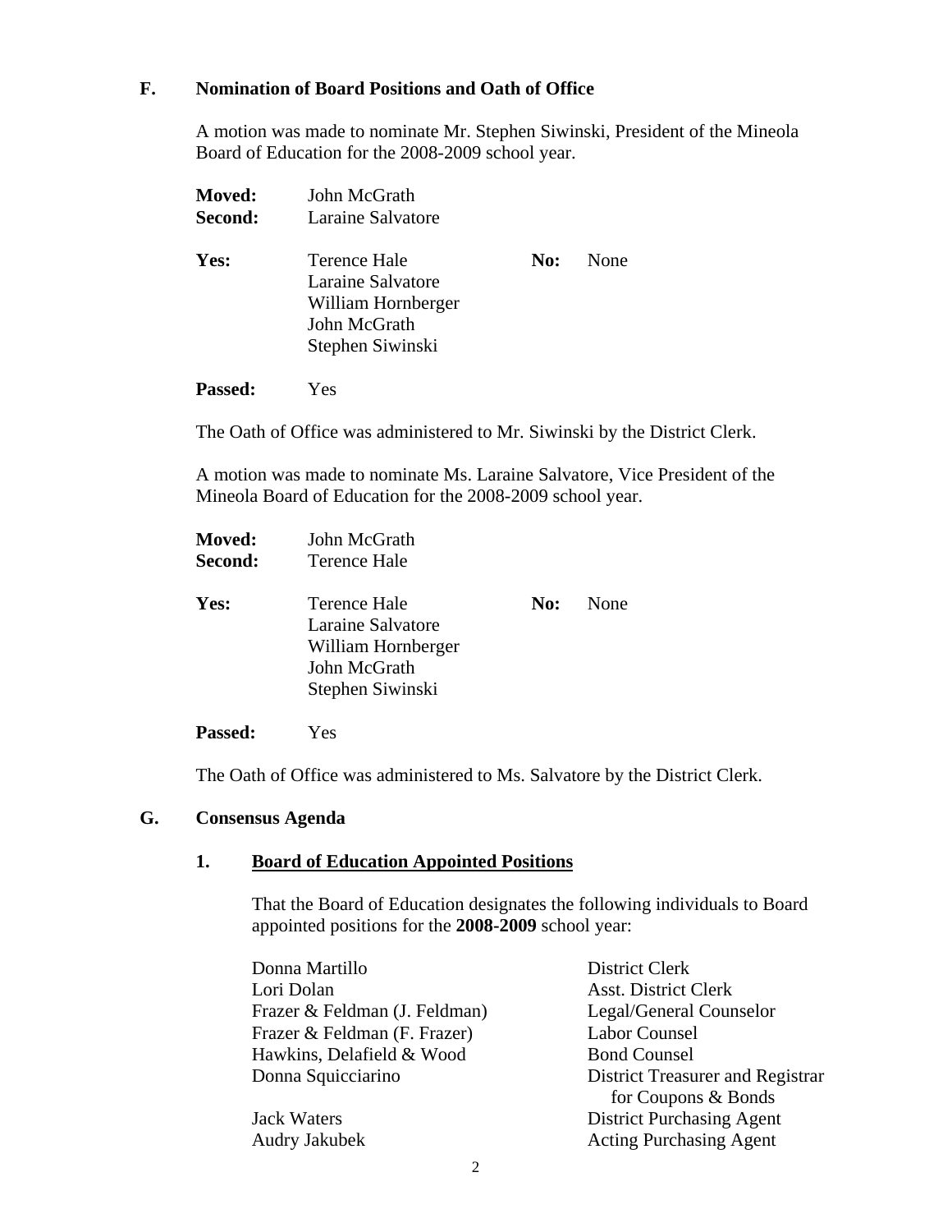## F. Nomination of Board Positions and Oath of Office

A motion was made to nominate Mr. Stephen Siwinski, President of the Mineola Board of Education for the 2008-2009 school year.

**Moved:** John McGrath
**Second:** Laraine Salvatore

**Yes:** Terence Hale, Laraine Salvatore, William Hornberger, John McGrath, Stephen Siwinski
**No:** None

**Passed:** Yes

The Oath of Office was administered to Mr. Siwinski by the District Clerk.

A motion was made to nominate Ms. Laraine Salvatore, Vice President of the Mineola Board of Education for the 2008-2009 school year.

**Moved:** John McGrath
**Second:** Terence Hale

**Yes:** Terence Hale, Laraine Salvatore, William Hornberger, John McGrath, Stephen Siwinski
**No:** None

**Passed:** Yes

The Oath of Office was administered to Ms. Salvatore by the District Clerk.

## G. Consensus Agenda

### 1. Board of Education Appointed Positions

That the Board of Education designates the following individuals to Board appointed positions for the **2008-2009** school year:

| | |
|---|---|
| Donna Martillo | District Clerk |
| Lori Dolan | Asst. District Clerk |
| Frazer & Feldman (J. Feldman) | Legal/General Counselor |
| Frazer & Feldman (F. Frazer) | Labor Counsel |
| Hawkins, Delafield & Wood | Bond Counsel |
| Donna Squicciarino | District Treasurer and Registrar for Coupons & Bonds |
| Jack Waters | District Purchasing Agent |
| Audry Jakubek | Acting Purchasing Agent |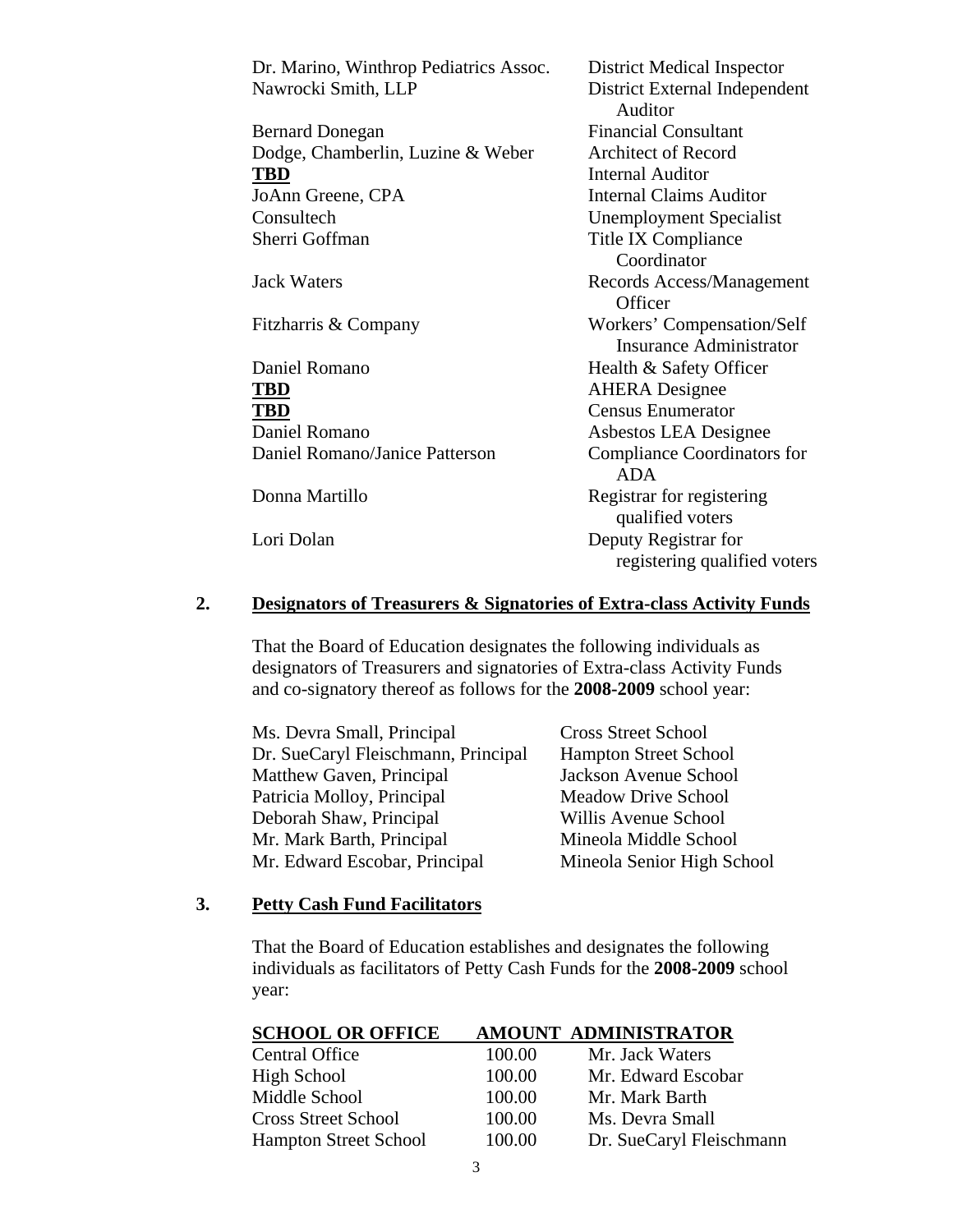| | |
|---|---|
| Dr. Marino, Winthrop Pediatrics Assoc. | District Medical Inspector |
| Nawrocki Smith, LLP | District External Independent Auditor |
| Bernard Donegan | Financial Consultant |
| Dodge, Chamberlin, Luzine & Weber | Architect of Record |
| **TBD** | Internal Auditor |
| JoAnn Greene, CPA | Internal Claims Auditor |
| Consultech | Unemployment Specialist |
| Sherri Goffman | Title IX Compliance Coordinator |
| Jack Waters | Records Access/Management Officer |
| Fitzharris & Company | Workers' Compensation/Self Insurance Administrator |
| Daniel Romano | Health & Safety Officer |
| **TBD** | AHERA Designee |
| **TBD** | Census Enumerator |
| Daniel Romano | Asbestos LEA Designee |
| Daniel Romano/Janice Patterson | Compliance Coordinators for ADA |
| Donna Martillo | Registrar for registering qualified voters |
| Lori Dolan | Deputy Registrar for registering qualified voters |

**2. Designators of Treasurers & Signatories of Extra-class Activity Funds**

That the Board of Education designates the following individuals as designators of Treasurers and signatories of Extra-class Activity Funds and co-signatory thereof as follows for the **2008-2009** school year:

| | |
|---|---|
| Ms. Devra Small, Principal | Cross Street School |
| Dr. SueCaryl Fleischmann, Principal | Hampton Street School |
| Matthew Gaven, Principal | Jackson Avenue School |
| Patricia Molloy, Principal | Meadow Drive School |
| Deborah Shaw, Principal | Willis Avenue School |
| Mr. Mark Barth, Principal | Mineola Middle School |
| Mr. Edward Escobar, Principal | Mineola Senior High School |

**3. Petty Cash Fund Facilitators**

That the Board of Education establishes and designates the following individuals as facilitators of Petty Cash Funds for the **2008-2009** school year:

| SCHOOL OR OFFICE | AMOUNT | ADMINISTRATOR |
|---|---|---|
| Central Office | 100.00 | Mr. Jack Waters |
| High School | 100.00 | Mr. Edward Escobar |
| Middle School | 100.00 | Mr. Mark Barth |
| Cross Street School | 100.00 | Ms. Devra Small |
| Hampton Street School | 100.00 | Dr. SueCaryl Fleischmann |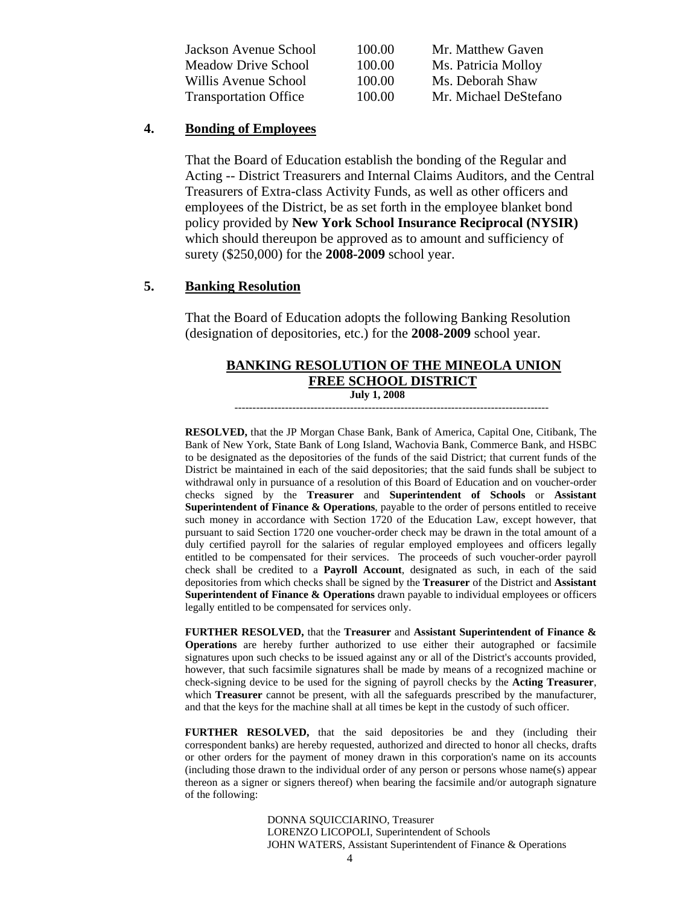| | | |
|---|---|---|
| Jackson Avenue School | 100.00 | Mr. Matthew Gaven |
| Meadow Drive School | 100.00 | Ms. Patricia Molloy |
| Willis Avenue School | 100.00 | Ms. Deborah Shaw |
| Transportation Office | 100.00 | Mr. Michael DeStefano |

## 4. Bonding of Employees

That the Board of Education establish the bonding of the Regular and Acting -- District Treasurers and Internal Claims Auditors, and the Central Treasurers of Extra-class Activity Funds, as well as other officers and employees of the District, be as set forth in the employee blanket bond policy provided by **New York School Insurance Reciprocal (NYSIR)** which should thereupon be approved as to amount and sufficiency of surety ($250,000) for the **2008-2009** school year.

## 5. Banking Resolution

That the Board of Education adopts the following Banking Resolution (designation of depositories, etc.) for the **2008-2009** school year.

### BANKING RESOLUTION OF THE MINEOLA UNION FREE SCHOOL DISTRICT

**July 1, 2008**

---

**RESOLVED,** that the JP Morgan Chase Bank, Bank of America, Capital One, Citibank, The Bank of New York, State Bank of Long Island, Wachovia Bank, Commerce Bank, and HSBC to be designated as the depositories of the funds of the said District; that current funds of the District be maintained in each of the said depositories; that the said funds shall be subject to withdrawal only in pursuance of a resolution of this Board of Education and on voucher-order checks signed by the **Treasurer** and **Superintendent of Schools** or **Assistant Superintendent of Finance & Operations**, payable to the order of persons entitled to receive such money in accordance with Section 1720 of the Education Law, except however, that pursuant to said Section 1720 one voucher-order check may be drawn in the total amount of a duly certified payroll for the salaries of regular employed employees and officers legally entitled to be compensated for their services. The proceeds of such voucher-order payroll check shall be credited to a **Payroll Account**, designated as such, in each of the said depositories from which checks shall be signed by the **Treasurer** of the District and **Assistant Superintendent of Finance & Operations** drawn payable to individual employees or officers legally entitled to be compensated for services only.

**FURTHER RESOLVED,** that the **Treasurer** and **Assistant Superintendent of Finance & Operations** are hereby further authorized to use either their autographed or facsimile signatures upon such checks to be issued against any or all of the District's accounts provided, however, that such facsimile signatures shall be made by means of a recognized machine or check-signing device to be used for the signing of payroll checks by the **Acting Treasurer**, which **Treasurer** cannot be present, with all the safeguards prescribed by the manufacturer, and that the keys for the machine shall at all times be kept in the custody of such officer.

**FURTHER RESOLVED,** that the said depositories be and they (including their correspondent banks) are hereby requested, authorized and directed to honor all checks, drafts or other orders for the payment of money drawn in this corporation's name on its accounts (including those drawn to the individual order of any person or persons whose name(s) appear thereon as a signer or signers thereof) when bearing the facsimile and/or autograph signature of the following:

DONNA SQUICCIARINO, Treasurer
LORENZO LICOPOLI, Superintendent of Schools
JOHN WATERS, Assistant Superintendent of Finance & Operations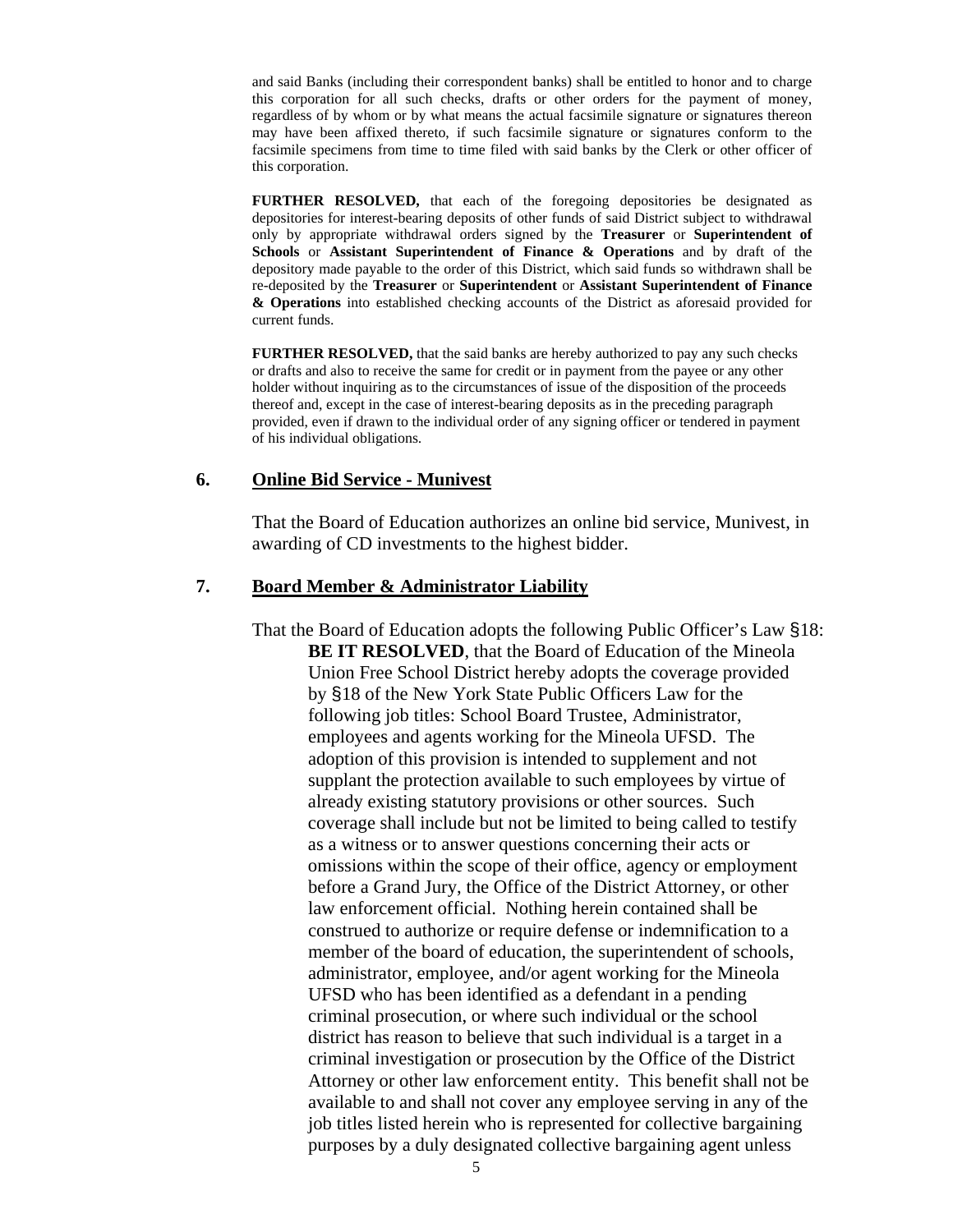and said Banks (including their correspondent banks) shall be entitled to honor and to charge this corporation for all such checks, drafts or other orders for the payment of money, regardless of by whom or by what means the actual facsimile signature or signatures thereon may have been affixed thereto, if such facsimile signature or signatures conform to the facsimile specimens from time to time filed with said banks by the Clerk or other officer of this corporation.

**FURTHER RESOLVED,** that each of the foregoing depositories be designated as depositories for interest-bearing deposits of other funds of said District subject to withdrawal only by appropriate withdrawal orders signed by the **Treasurer** or **Superintendent of Schools** or **Assistant Superintendent of Finance & Operations** and by draft of the depository made payable to the order of this District, which said funds so withdrawn shall be re-deposited by the **Treasurer** or **Superintendent** or **Assistant Superintendent of Finance & Operations** into established checking accounts of the District as aforesaid provided for current funds.

**FURTHER RESOLVED,** that the said banks are hereby authorized to pay any such checks or drafts and also to receive the same for credit or in payment from the payee or any other holder without inquiring as to the circumstances of issue of the disposition of the proceeds thereof and, except in the case of interest-bearing deposits as in the preceding paragraph provided, even if drawn to the individual order of any signing officer or tendered in payment of his individual obligations.

## 6. Online Bid Service - Munivest

That the Board of Education authorizes an online bid service, Munivest, in awarding of CD investments to the highest bidder.

## 7. Board Member & Administrator Liability

That the Board of Education adopts the following Public Officer's Law §18:

**BE IT RESOLVED**, that the Board of Education of the Mineola Union Free School District hereby adopts the coverage provided by §18 of the New York State Public Officers Law for the following job titles: School Board Trustee, Administrator, employees and agents working for the Mineola UFSD. The adoption of this provision is intended to supplement and not supplant the protection available to such employees by virtue of already existing statutory provisions or other sources. Such coverage shall include but not be limited to being called to testify as a witness or to answer questions concerning their acts or omissions within the scope of their office, agency or employment before a Grand Jury, the Office of the District Attorney, or other law enforcement official. Nothing herein contained shall be construed to authorize or require defense or indemnification to a member of the board of education, the superintendent of schools, administrator, employee, and/or agent working for the Mineola UFSD who has been identified as a defendant in a pending criminal prosecution, or where such individual or the school district has reason to believe that such individual is a target in a criminal investigation or prosecution by the Office of the District Attorney or other law enforcement entity. This benefit shall not be available to and shall not cover any employee serving in any of the job titles listed herein who is represented for collective bargaining purposes by a duly designated collective bargaining agent unless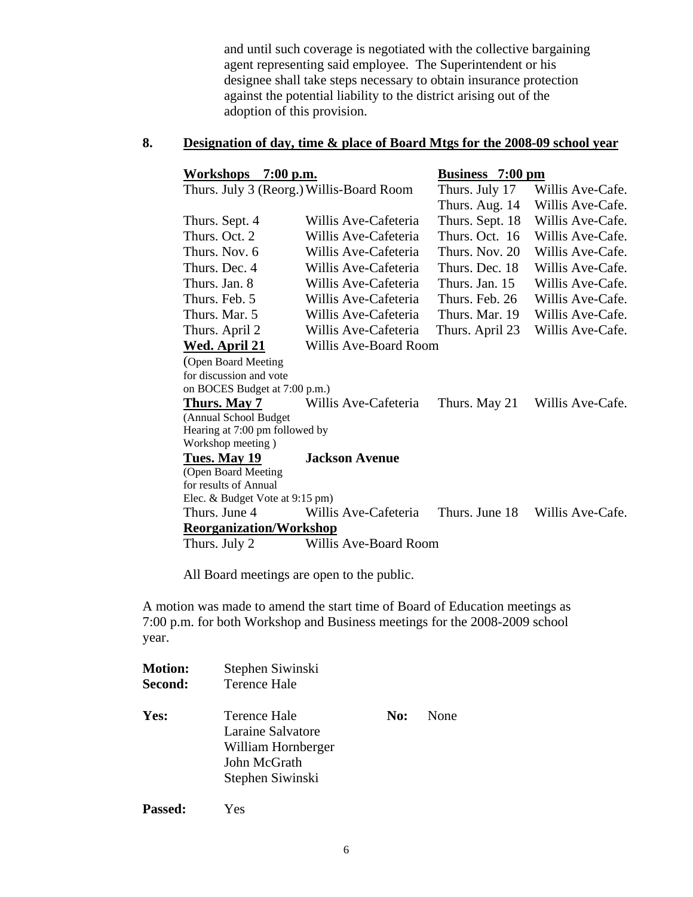and until such coverage is negotiated with the collective bargaining agent representing said employee. The Superintendent or his designee shall take steps necessary to obtain insurance protection against the potential liability to the district arising out of the adoption of this provision.

## 8. Designation of day, time & place of Board Mtgs for the 2008-09 school year

| **Workshops 7:00 p.m.** | | **Business 7:00 pm** | |
|---|---|---|---|
| Thurs. July 3 (Reorg.) | Willis-Board Room | Thurs. July 17 | Willis Ave-Cafe. |
| | | Thurs. Aug. 14 | Willis Ave-Cafe. |
| Thurs. Sept. 4 | Willis Ave-Cafeteria | Thurs. Sept. 18 | Willis Ave-Cafe. |
| Thurs. Oct. 2 | Willis Ave-Cafeteria | Thurs. Oct. 16 | Willis Ave-Cafe. |
| Thurs. Nov. 6 | Willis Ave-Cafeteria | Thurs. Nov. 20 | Willis Ave-Cafe. |
| Thurs. Dec. 4 | Willis Ave-Cafeteria | Thurs. Dec. 18 | Willis Ave-Cafe. |
| Thurs. Jan. 8 | Willis Ave-Cafeteria | Thurs. Jan. 15 | Willis Ave-Cafe. |
| Thurs. Feb. 5 | Willis Ave-Cafeteria | Thurs. Feb. 26 | Willis Ave-Cafe. |
| Thurs. Mar. 5 | Willis Ave-Cafeteria | Thurs. Mar. 19 | Willis Ave-Cafe. |
| Thurs. April 2 | Willis Ave-Cafeteria | Thurs. April 23 | Willis Ave-Cafe. |
| **Wed. April 21** (Open Board Meeting for discussion and vote on BOCES Budget at 7:00 p.m.) | Willis Ave-Board Room | | |
| **Thurs. May 7** (Annual School Budget Hearing at 7:00 pm followed by Workshop meeting ) | Willis Ave-Cafeteria | Thurs. May 21 | Willis Ave-Cafe. |
| **Tues. May 19** (Open Board Meeting for results of Annual Elec. & Budget Vote at 9:15 pm) | **Jackson Avenue** | | |
| Thurs. June 4 | Willis Ave-Cafeteria | Thurs. June 18 | Willis Ave-Cafe. |
| **Reorganization/Workshop** | | | |
| Thurs. July 2 | Willis Ave-Board Room | | |

All Board meetings are open to the public.

A motion was made to amend the start time of Board of Education meetings as 7:00 p.m. for both Workshop and Business meetings for the 2008-2009 school year.

**Motion:** Stephen Siwinski
**Second:** Terence Hale

**Yes:** Terence Hale, Laraine Salvatore, William Hornberger, John McGrath, Stephen Siwinski

**No:** None

**Passed:** Yes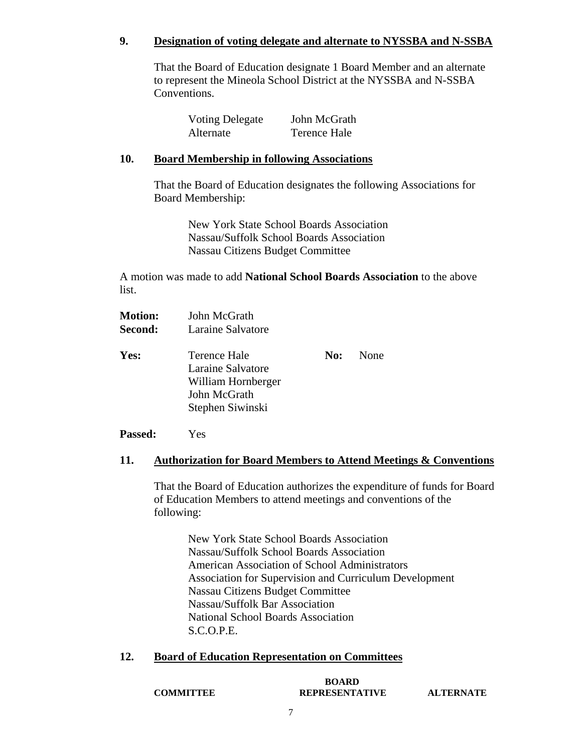**9. Designation of voting delegate and alternate to NYSSBA and N-SSBA**

That the Board of Education designate 1 Board Member and an alternate to represent the Mineola School District at the NYSSBA and N-SSBA Conventions.

| | |
|---|---|
| Voting Delegate | John McGrath |
| Alternate | Terence Hale |

**10. Board Membership in following Associations**

That the Board of Education designates the following Associations for Board Membership:

New York State School Boards Association
Nassau/Suffolk School Boards Association
Nassau Citizens Budget Committee

A motion was made to add **National School Boards Association** to the above list.

**Motion:** John McGrath
**Second:** Laraine Salvatore

**Yes:** Terence Hale
Laraine Salvatore
William Hornberger
John McGrath
Stephen Siwinski

**No:** None

**Passed:** Yes

**11. Authorization for Board Members to Attend Meetings & Conventions**

That the Board of Education authorizes the expenditure of funds for Board of Education Members to attend meetings and conventions of the following:

New York State School Boards Association
Nassau/Suffolk School Boards Association
American Association of School Administrators
Association for Supervision and Curriculum Development
Nassau Citizens Budget Committee
Nassau/Suffolk Bar Association
National School Boards Association
S.C.O.P.E.

**12. Board of Education Representation on Committees**

| COMMITTEE | BOARD REPRESENTATIVE | ALTERNATE |
|---|---|---|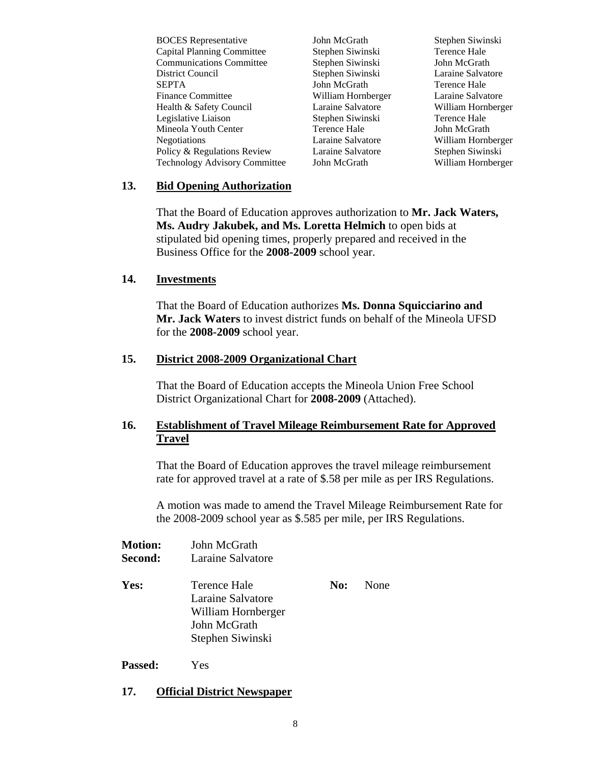| | | |
|---|---|---|
| BOCES Representative | John McGrath | Stephen Siwinski |
| Capital Planning Committee | Stephen Siwinski | Terence Hale |
| Communications Committee | Stephen Siwinski | John McGrath |
| District Council | Stephen Siwinski | Laraine Salvatore |
| SEPTA | John McGrath | Terence Hale |
| Finance Committee | William Hornberger | Laraine Salvatore |
| Health & Safety Council | Laraine Salvatore | William Hornberger |
| Legislative Liaison | Stephen Siwinski | Terence Hale |
| Mineola Youth Center | Terence Hale | John McGrath |
| Negotiations | Laraine Salvatore | William Hornberger |
| Policy & Regulations Review | Laraine Salvatore | Stephen Siwinski |
| Technology Advisory Committee | John McGrath | William Hornberger |

**13. Bid Opening Authorization**

That the Board of Education approves authorization to **Mr. Jack Waters, Ms. Audry Jakubek, and Ms. Loretta Helmich** to open bids at stipulated bid opening times, properly prepared and received in the Business Office for the **2008-2009** school year.

**14. Investments**

That the Board of Education authorizes **Ms. Donna Squicciarino and Mr. Jack Waters** to invest district funds on behalf of the Mineola UFSD for the **2008-2009** school year.

**15. District 2008-2009 Organizational Chart**

That the Board of Education accepts the Mineola Union Free School District Organizational Chart for **2008-2009** (Attached).

**16. Establishment of Travel Mileage Reimbursement Rate for Approved Travel**

That the Board of Education approves the travel mileage reimbursement rate for approved travel at a rate of $.58 per mile as per IRS Regulations.

A motion was made to amend the Travel Mileage Reimbursement Rate for the 2008-2009 school year as $.585 per mile, per IRS Regulations.

**Motion:** John McGrath
**Second:** Laraine Salvatore

**Yes:** Terence Hale, Laraine Salvatore, William Hornberger, John McGrath, Stephen Siwinski

**No:** None

**Passed:** Yes

**17. Official District Newspaper**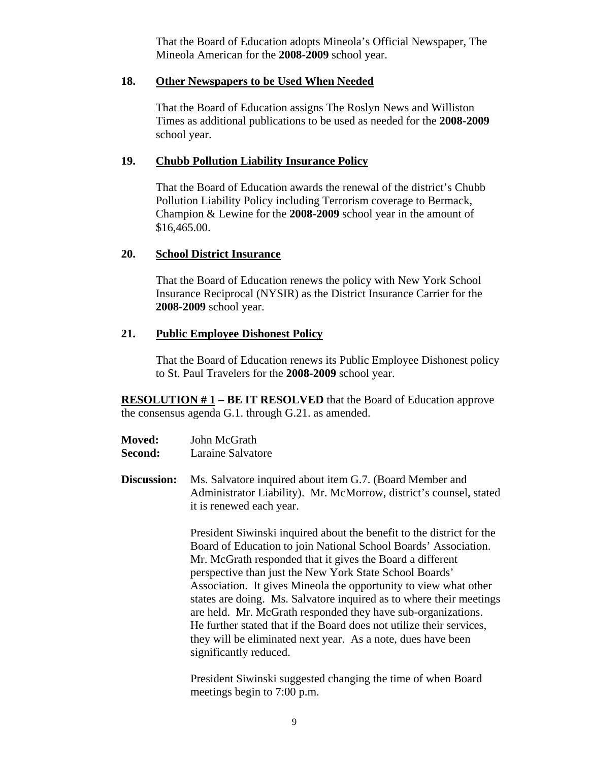That the Board of Education adopts Mineola's Official Newspaper, The Mineola American for the **2008-2009** school year.

**18. Other Newspapers to be Used When Needed**

That the Board of Education assigns The Roslyn News and Williston Times as additional publications to be used as needed for the **2008-2009** school year.

**19. Chubb Pollution Liability Insurance Policy**

That the Board of Education awards the renewal of the district's Chubb Pollution Liability Policy including Terrorism coverage to Bermack, Champion & Lewine for the **2008-2009** school year in the amount of $16,465.00.

**20. School District Insurance**

That the Board of Education renews the policy with New York School Insurance Reciprocal (NYSIR) as the District Insurance Carrier for the **2008-2009** school year.

**21. Public Employee Dishonest Policy**

That the Board of Education renews its Public Employee Dishonest policy to St. Paul Travelers for the **2008-2009** school year.

**RESOLUTION # 1 – BE IT RESOLVED** that the Board of Education approve the consensus agenda G.1. through G.21. as amended.

**Moved:** John McGrath
**Second:** Laraine Salvatore

**Discussion:** Ms. Salvatore inquired about item G.7. (Board Member and Administrator Liability). Mr. McMorrow, district's counsel, stated it is renewed each year.

President Siwinski inquired about the benefit to the district for the Board of Education to join National School Boards' Association. Mr. McGrath responded that it gives the Board a different perspective than just the New York State School Boards' Association. It gives Mineola the opportunity to view what other states are doing. Ms. Salvatore inquired as to where their meetings are held. Mr. McGrath responded they have sub-organizations. He further stated that if the Board does not utilize their services, they will be eliminated next year. As a note, dues have been significantly reduced.

President Siwinski suggested changing the time of when Board meetings begin to 7:00 p.m.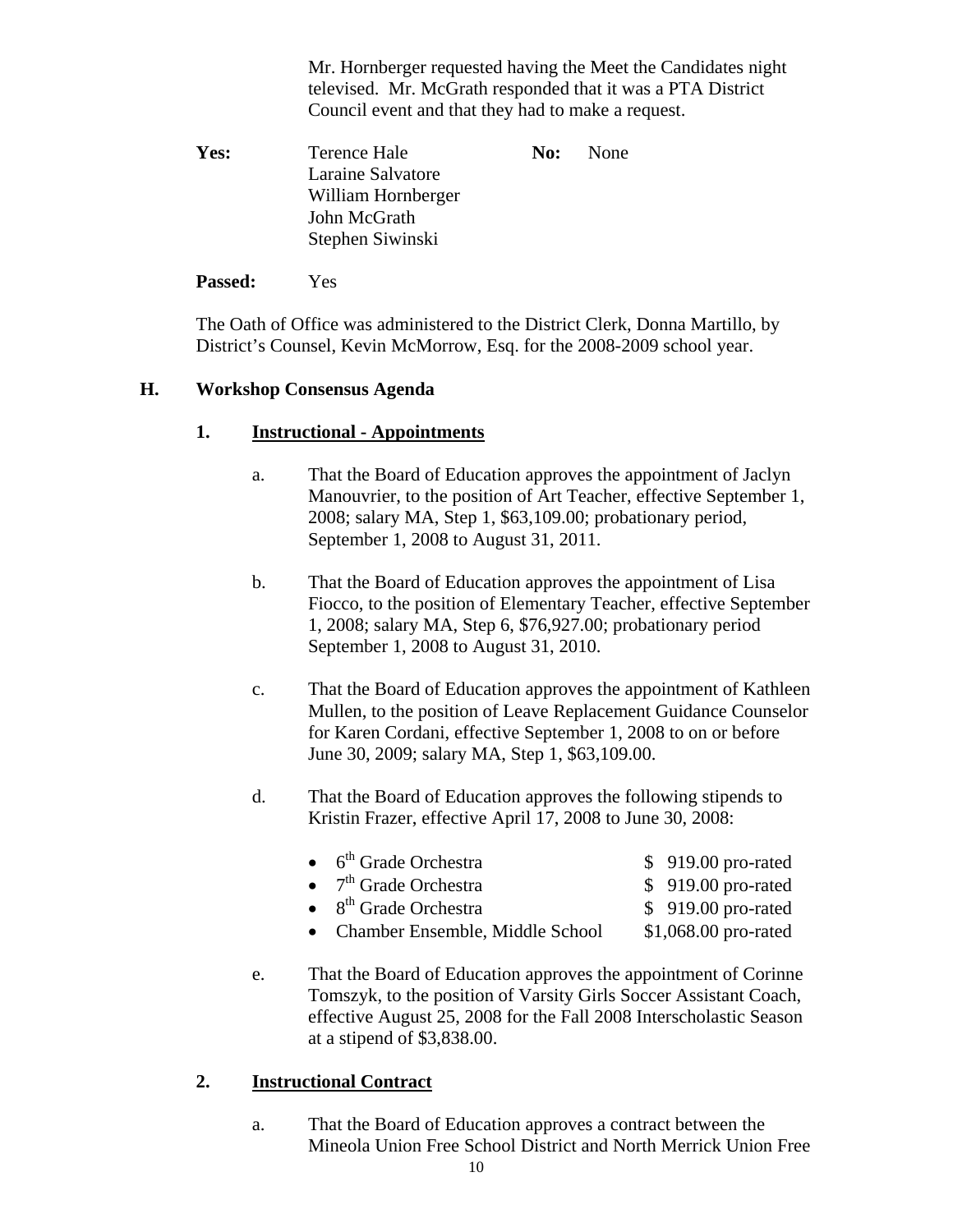Mr. Hornberger requested having the Meet the Candidates night televised. Mr. McGrath responded that it was a PTA District Council event and that they had to make a request.

**Yes:** Terence Hale, Laraine Salvatore, William Hornberger, John McGrath, Stephen Siwinski

**No:** None

**Passed:** Yes

The Oath of Office was administered to the District Clerk, Donna Martillo, by District's Counsel, Kevin McMorrow, Esq. for the 2008-2009 school year.

## H. Workshop Consensus Agenda

### 1. Instructional - Appointments

a. That the Board of Education approves the appointment of Jaclyn Manouvrier, to the position of Art Teacher, effective September 1, 2008; salary MA, Step 1, $63,109.00; probationary period, September 1, 2008 to August 31, 2011.

b. That the Board of Education approves the appointment of Lisa Fiocco, to the position of Elementary Teacher, effective September 1, 2008; salary MA, Step 6, $76,927.00; probationary period September 1, 2008 to August 31, 2010.

c. That the Board of Education approves the appointment of Kathleen Mullen, to the position of Leave Replacement Guidance Counselor for Karen Cordani, effective September 1, 2008 to on or before June 30, 2009; salary MA, Step 1, $63,109.00.

d. That the Board of Education approves the following stipends to Kristin Frazer, effective April 17, 2008 to June 30, 2008:

- 6th Grade Orchestra — $ 919.00 pro-rated
- 7th Grade Orchestra — $ 919.00 pro-rated
- 8th Grade Orchestra — $ 919.00 pro-rated
- Chamber Ensemble, Middle School — $1,068.00 pro-rated

e. That the Board of Education approves the appointment of Corinne Tomszyk, to the position of Varsity Girls Soccer Assistant Coach, effective August 25, 2008 for the Fall 2008 Interscholastic Season at a stipend of $3,838.00.

### 2. Instructional Contract

a. That the Board of Education approves a contract between the Mineola Union Free School District and North Merrick Union Free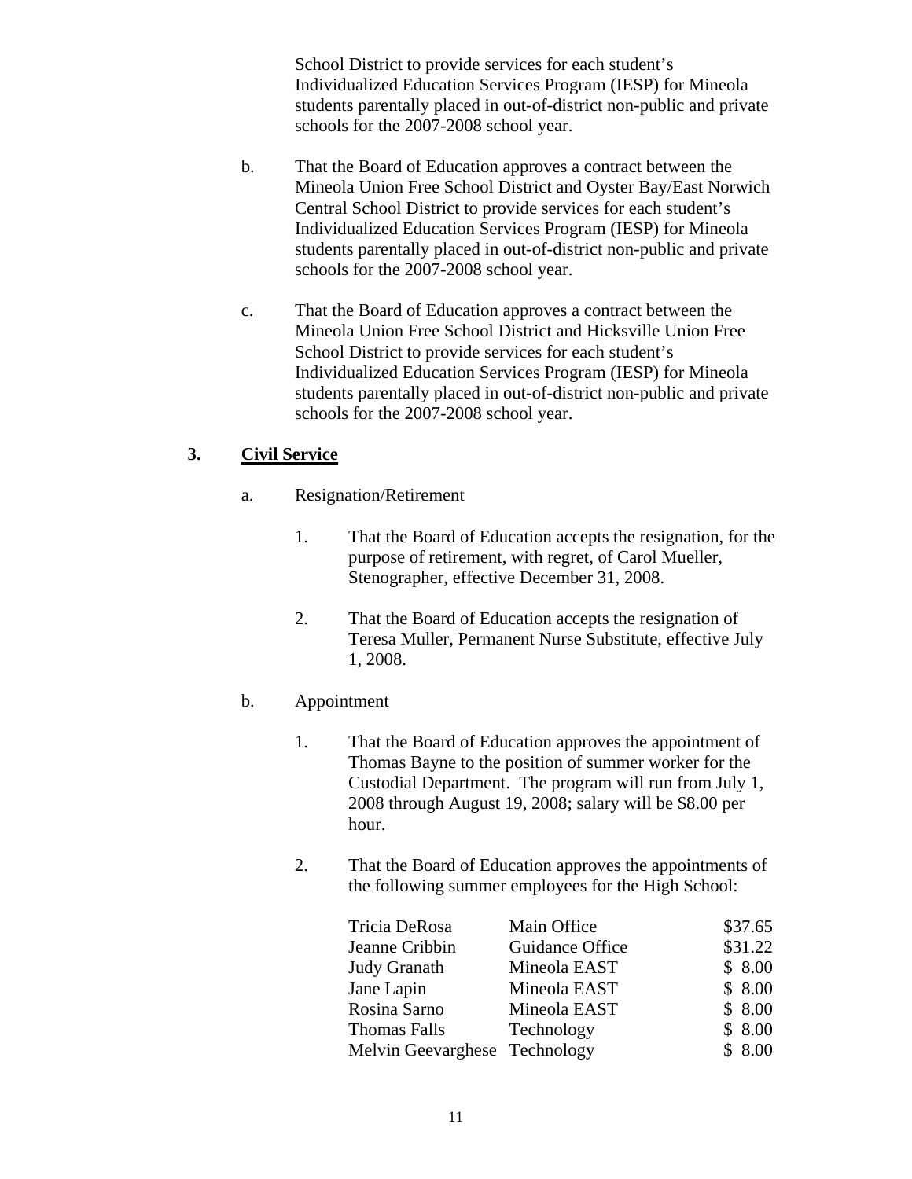School District to provide services for each student's Individualized Education Services Program (IESP) for Mineola students parentally placed in out-of-district non-public and private schools for the 2007-2008 school year.

b. That the Board of Education approves a contract between the Mineola Union Free School District and Oyster Bay/East Norwich Central School District to provide services for each student's Individualized Education Services Program (IESP) for Mineola students parentally placed in out-of-district non-public and private schools for the 2007-2008 school year.

c. That the Board of Education approves a contract between the Mineola Union Free School District and Hicksville Union Free School District to provide services for each student's Individualized Education Services Program (IESP) for Mineola students parentally placed in out-of-district non-public and private schools for the 2007-2008 school year.

## 3. <u>Civil Service</u>

a. Resignation/Retirement

1. That the Board of Education accepts the resignation, for the purpose of retirement, with regret, of Carol Mueller, Stenographer, effective December 31, 2008.

2. That the Board of Education accepts the resignation of Teresa Muller, Permanent Nurse Substitute, effective July 1, 2008.

b. Appointment

1. That the Board of Education approves the appointment of Thomas Bayne to the position of summer worker for the Custodial Department. The program will run from July 1, 2008 through August 19, 2008; salary will be $8.00 per hour.

2. That the Board of Education approves the appointments of the following summer employees for the High School:

| | | |
|---|---|---|
| Tricia DeRosa | Main Office | $37.65 |
| Jeanne Cribbin | Guidance Office | $31.22 |
| Judy Granath | Mineola EAST | $ 8.00 |
| Jane Lapin | Mineola EAST | $ 8.00 |
| Rosina Sarno | Mineola EAST | $ 8.00 |
| Thomas Falls | Technology | $ 8.00 |
| Melvin Geevarghese | Technology | $ 8.00 |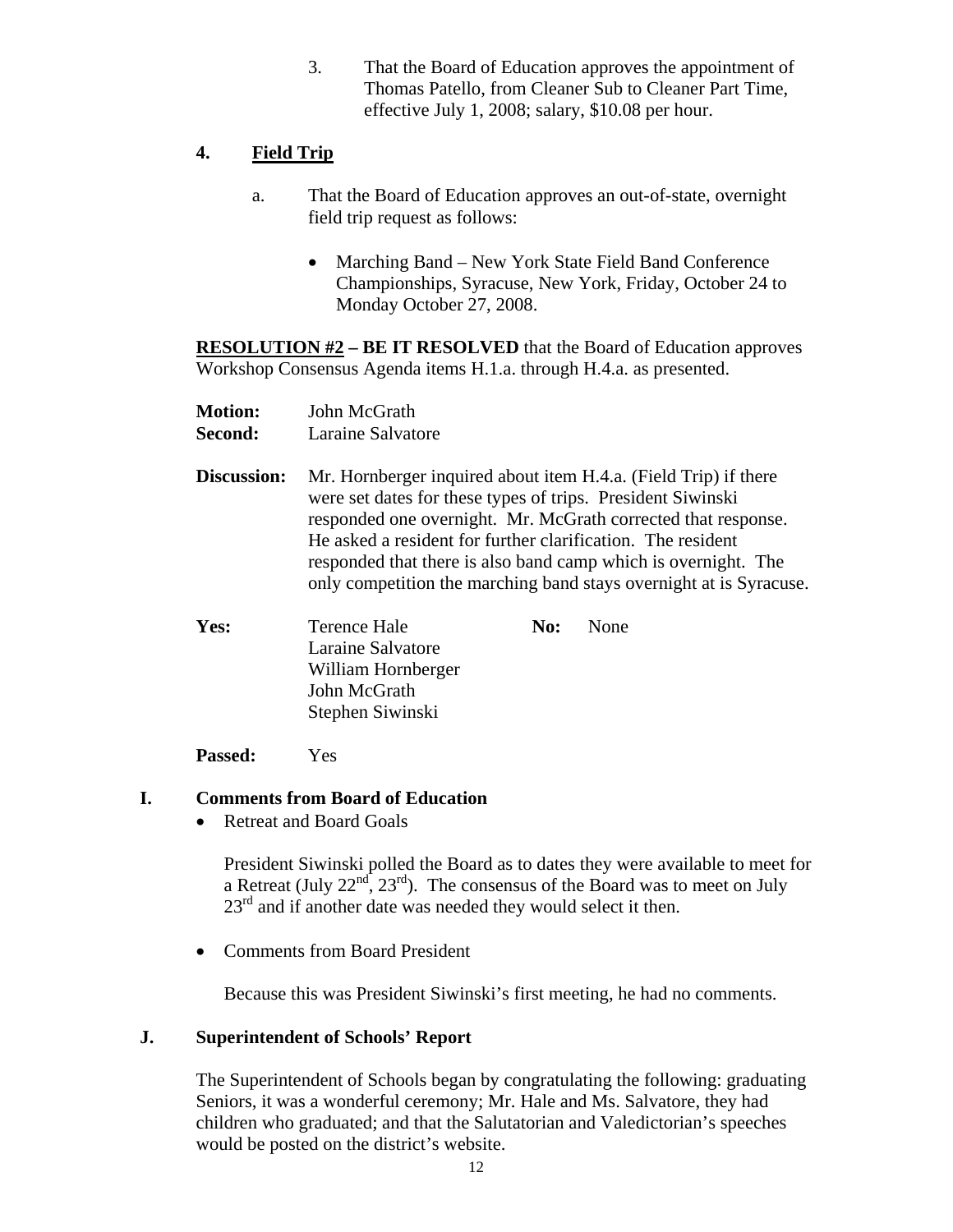3. That the Board of Education approves the appointment of Thomas Patello, from Cleaner Sub to Cleaner Part Time, effective July 1, 2008; salary, $10.08 per hour.

## 4. Field Trip

a. That the Board of Education approves an out-of-state, overnight field trip request as follows:

- Marching Band – New York State Field Band Conference Championships, Syracuse, New York, Friday, October 24 to Monday October 27, 2008.

**RESOLUTION #2 – BE IT RESOLVED** that the Board of Education approves Workshop Consensus Agenda items H.1.a. through H.4.a. as presented.

**Motion:** John McGrath
**Second:** Laraine Salvatore

**Discussion:** Mr. Hornberger inquired about item H.4.a. (Field Trip) if there were set dates for these types of trips. President Siwinski responded one overnight. Mr. McGrath corrected that response. He asked a resident for further clarification. The resident responded that there is also band camp which is overnight. The only competition the marching band stays overnight at is Syracuse.

**Yes:** Terence Hale, Laraine Salvatore, William Hornberger, John McGrath, Stephen Siwinski

**No:** None

**Passed:** Yes

## I. Comments from Board of Education

- Retreat and Board Goals

  President Siwinski polled the Board as to dates they were available to meet for a Retreat (July 22nd, 23rd). The consensus of the Board was to meet on July 23rd and if another date was needed they would select it then.

- Comments from Board President

  Because this was President Siwinski's first meeting, he had no comments.

## J. Superintendent of Schools' Report

The Superintendent of Schools began by congratulating the following: graduating Seniors, it was a wonderful ceremony; Mr. Hale and Ms. Salvatore, they had children who graduated; and that the Salutatorian and Valedictorian's speeches would be posted on the district's website.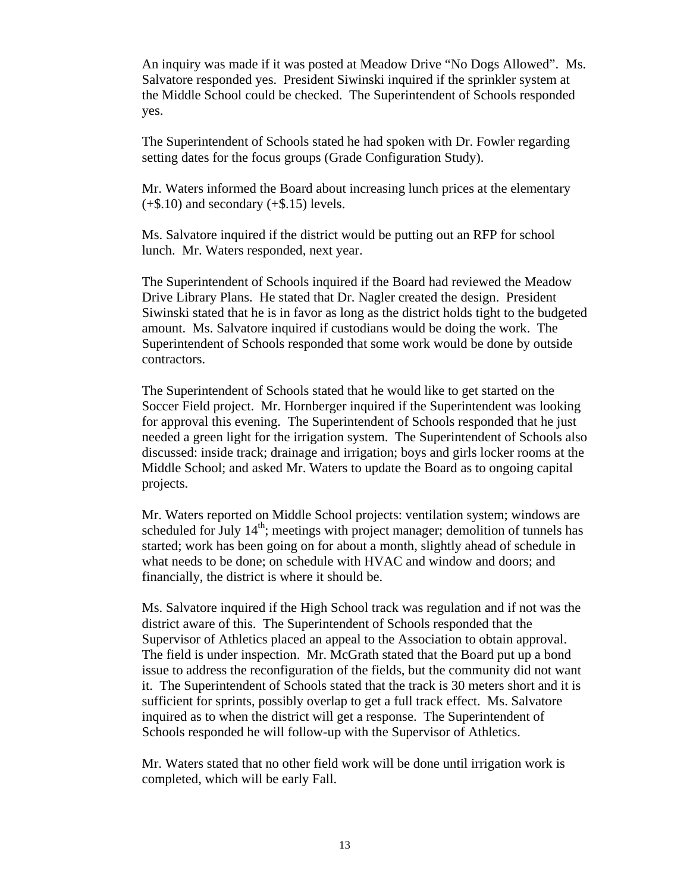An inquiry was made if it was posted at Meadow Drive "No Dogs Allowed". Ms. Salvatore responded yes. President Siwinski inquired if the sprinkler system at the Middle School could be checked. The Superintendent of Schools responded yes.

The Superintendent of Schools stated he had spoken with Dr. Fowler regarding setting dates for the focus groups (Grade Configuration Study).

Mr. Waters informed the Board about increasing lunch prices at the elementary (+$.10) and secondary (+$.15) levels.

Ms. Salvatore inquired if the district would be putting out an RFP for school lunch. Mr. Waters responded, next year.

The Superintendent of Schools inquired if the Board had reviewed the Meadow Drive Library Plans. He stated that Dr. Nagler created the design. President Siwinski stated that he is in favor as long as the district holds tight to the budgeted amount. Ms. Salvatore inquired if custodians would be doing the work. The Superintendent of Schools responded that some work would be done by outside contractors.

The Superintendent of Schools stated that he would like to get started on the Soccer Field project. Mr. Hornberger inquired if the Superintendent was looking for approval this evening. The Superintendent of Schools responded that he just needed a green light for the irrigation system. The Superintendent of Schools also discussed: inside track; drainage and irrigation; boys and girls locker rooms at the Middle School; and asked Mr. Waters to update the Board as to ongoing capital projects.

Mr. Waters reported on Middle School projects: ventilation system; windows are scheduled for July 14th; meetings with project manager; demolition of tunnels has started; work has been going on for about a month, slightly ahead of schedule in what needs to be done; on schedule with HVAC and window and doors; and financially, the district is where it should be.

Ms. Salvatore inquired if the High School track was regulation and if not was the district aware of this. The Superintendent of Schools responded that the Supervisor of Athletics placed an appeal to the Association to obtain approval. The field is under inspection. Mr. McGrath stated that the Board put up a bond issue to address the reconfiguration of the fields, but the community did not want it. The Superintendent of Schools stated that the track is 30 meters short and it is sufficient for sprints, possibly overlap to get a full track effect. Ms. Salvatore inquired as to when the district will get a response. The Superintendent of Schools responded he will follow-up with the Supervisor of Athletics.

Mr. Waters stated that no other field work will be done until irrigation work is completed, which will be early Fall.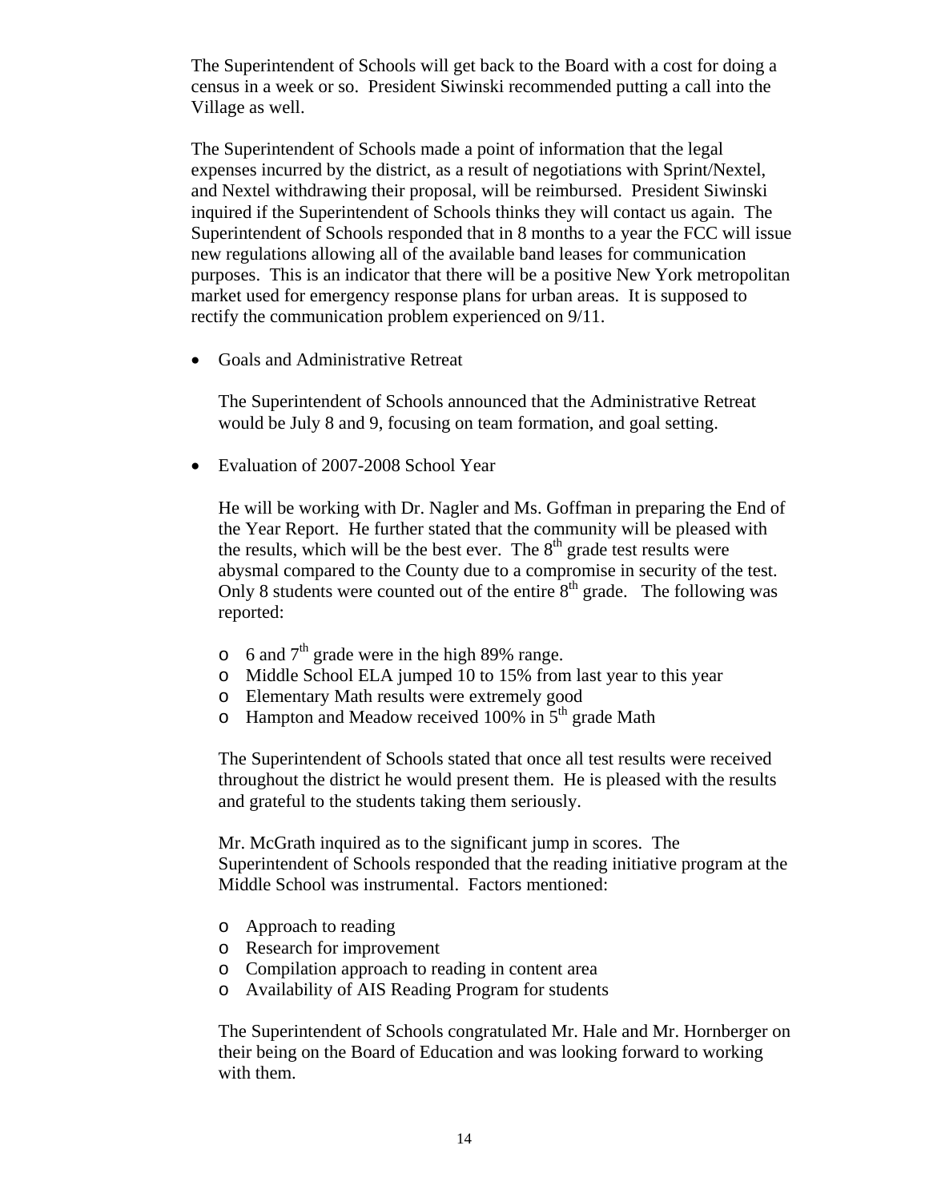The Superintendent of Schools will get back to the Board with a cost for doing a census in a week or so. President Siwinski recommended putting a call into the Village as well.

The Superintendent of Schools made a point of information that the legal expenses incurred by the district, as a result of negotiations with Sprint/Nextel, and Nextel withdrawing their proposal, will be reimbursed. President Siwinski inquired if the Superintendent of Schools thinks they will contact us again. The Superintendent of Schools responded that in 8 months to a year the FCC will issue new regulations allowing all of the available band leases for communication purposes. This is an indicator that there will be a positive New York metropolitan market used for emergency response plans for urban areas. It is supposed to rectify the communication problem experienced on 9/11.

- Goals and Administrative Retreat

  The Superintendent of Schools announced that the Administrative Retreat would be July 8 and 9, focusing on team formation, and goal setting.

- Evaluation of 2007-2008 School Year

  He will be working with Dr. Nagler and Ms. Goffman in preparing the End of the Year Report. He further stated that the community will be pleased with the results, which will be the best ever. The 8th grade test results were abysmal compared to the County due to a compromise in security of the test. Only 8 students were counted out of the entire 8th grade. The following was reported:

  - 6 and 7th grade were in the high 89% range.
  - Middle School ELA jumped 10 to 15% from last year to this year
  - Elementary Math results were extremely good
  - Hampton and Meadow received 100% in 5th grade Math

  The Superintendent of Schools stated that once all test results were received throughout the district he would present them. He is pleased with the results and grateful to the students taking them seriously.

  Mr. McGrath inquired as to the significant jump in scores. The Superintendent of Schools responded that the reading initiative program at the Middle School was instrumental. Factors mentioned:

  - Approach to reading
  - Research for improvement
  - Compilation approach to reading in content area
  - Availability of AIS Reading Program for students

  The Superintendent of Schools congratulated Mr. Hale and Mr. Hornberger on their being on the Board of Education and was looking forward to working with them.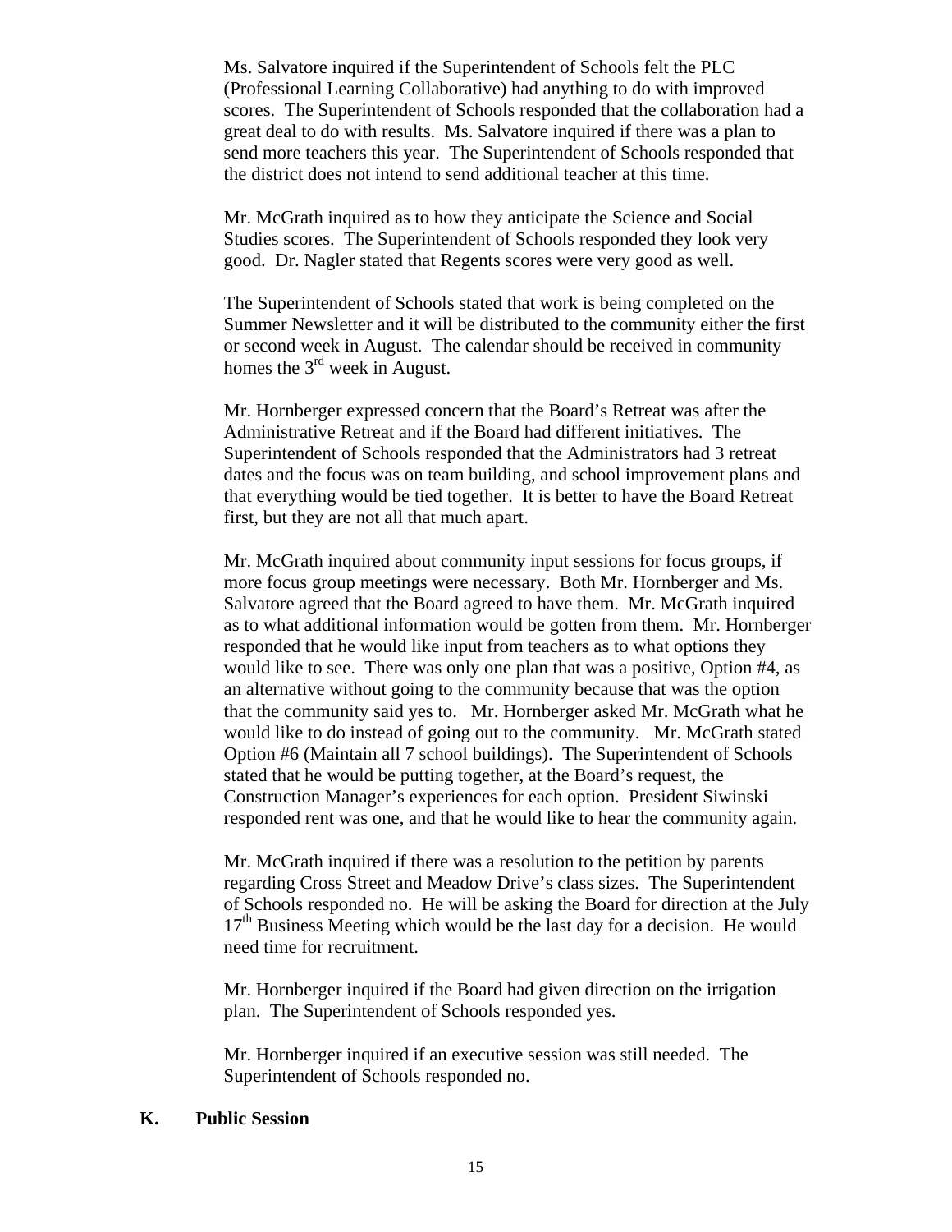Ms. Salvatore inquired if the Superintendent of Schools felt the PLC (Professional Learning Collaborative) had anything to do with improved scores. The Superintendent of Schools responded that the collaboration had a great deal to do with results. Ms. Salvatore inquired if there was a plan to send more teachers this year. The Superintendent of Schools responded that the district does not intend to send additional teacher at this time.

Mr. McGrath inquired as to how they anticipate the Science and Social Studies scores. The Superintendent of Schools responded they look very good. Dr. Nagler stated that Regents scores were very good as well.

The Superintendent of Schools stated that work is being completed on the Summer Newsletter and it will be distributed to the community either the first or second week in August. The calendar should be received in community homes the 3rd week in August.

Mr. Hornberger expressed concern that the Board's Retreat was after the Administrative Retreat and if the Board had different initiatives. The Superintendent of Schools responded that the Administrators had 3 retreat dates and the focus was on team building, and school improvement plans and that everything would be tied together. It is better to have the Board Retreat first, but they are not all that much apart.

Mr. McGrath inquired about community input sessions for focus groups, if more focus group meetings were necessary. Both Mr. Hornberger and Ms. Salvatore agreed that the Board agreed to have them. Mr. McGrath inquired as to what additional information would be gotten from them. Mr. Hornberger responded that he would like input from teachers as to what options they would like to see. There was only one plan that was a positive, Option #4, as an alternative without going to the community because that was the option that the community said yes to. Mr. Hornberger asked Mr. McGrath what he would like to do instead of going out to the community. Mr. McGrath stated Option #6 (Maintain all 7 school buildings). The Superintendent of Schools stated that he would be putting together, at the Board's request, the Construction Manager's experiences for each option. President Siwinski responded rent was one, and that he would like to hear the community again.

Mr. McGrath inquired if there was a resolution to the petition by parents regarding Cross Street and Meadow Drive's class sizes. The Superintendent of Schools responded no. He will be asking the Board for direction at the July 17th Business Meeting which would be the last day for a decision. He would need time for recruitment.

Mr. Hornberger inquired if the Board had given direction on the irrigation plan. The Superintendent of Schools responded yes.

Mr. Hornberger inquired if an executive session was still needed. The Superintendent of Schools responded no.

## K. Public Session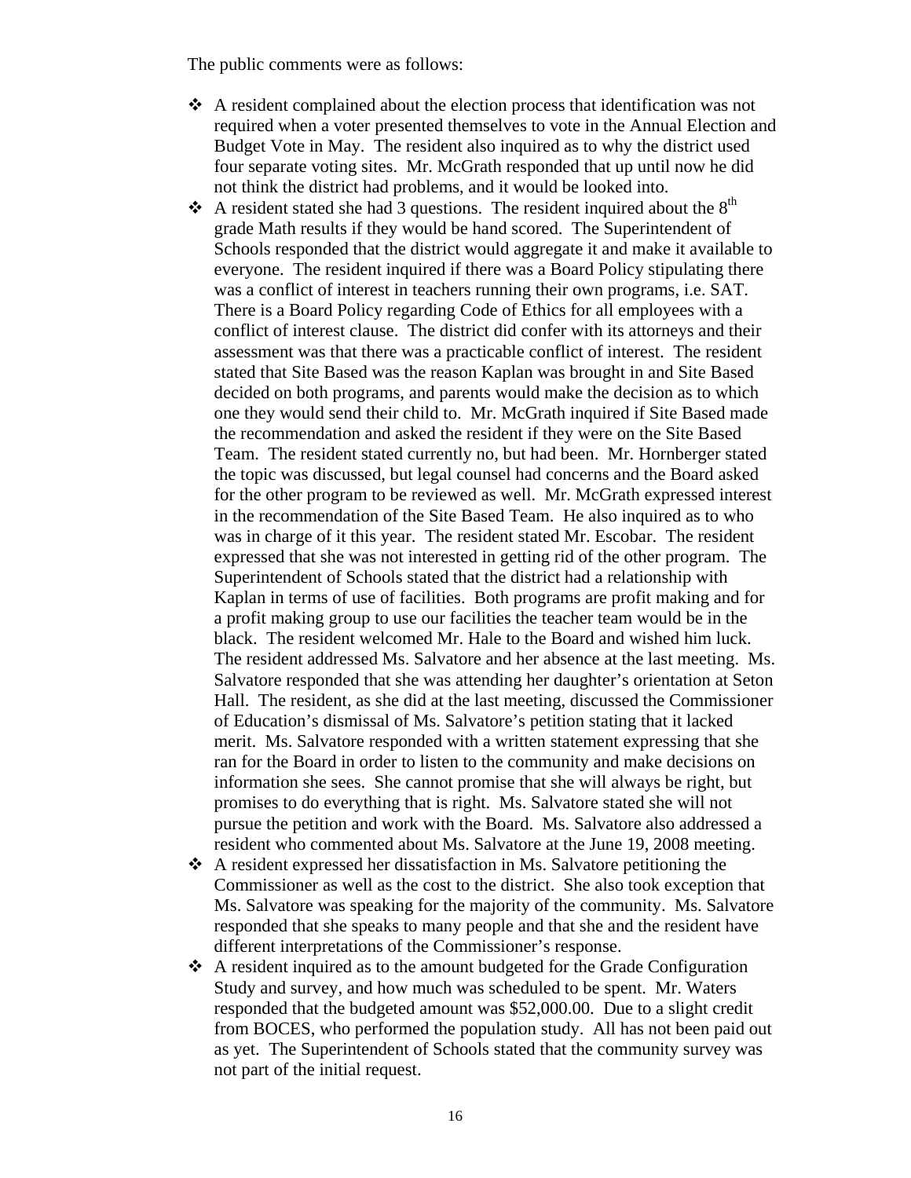The public comments were as follows:

- A resident complained about the election process that identification was not required when a voter presented themselves to vote in the Annual Election and Budget Vote in May. The resident also inquired as to why the district used four separate voting sites. Mr. McGrath responded that up until now he did not think the district had problems, and it would be looked into.
- A resident stated she had 3 questions. The resident inquired about the 8th grade Math results if they would be hand scored. The Superintendent of Schools responded that the district would aggregate it and make it available to everyone. The resident inquired if there was a Board Policy stipulating there was a conflict of interest in teachers running their own programs, i.e. SAT. There is a Board Policy regarding Code of Ethics for all employees with a conflict of interest clause. The district did confer with its attorneys and their assessment was that there was a practicable conflict of interest. The resident stated that Site Based was the reason Kaplan was brought in and Site Based decided on both programs, and parents would make the decision as to which one they would send their child to. Mr. McGrath inquired if Site Based made the recommendation and asked the resident if they were on the Site Based Team. The resident stated currently no, but had been. Mr. Hornberger stated the topic was discussed, but legal counsel had concerns and the Board asked for the other program to be reviewed as well. Mr. McGrath expressed interest in the recommendation of the Site Based Team. He also inquired as to who was in charge of it this year. The resident stated Mr. Escobar. The resident expressed that she was not interested in getting rid of the other program. The Superintendent of Schools stated that the district had a relationship with Kaplan in terms of use of facilities. Both programs are profit making and for a profit making group to use our facilities the teacher team would be in the black. The resident welcomed Mr. Hale to the Board and wished him luck. The resident addressed Ms. Salvatore and her absence at the last meeting. Ms. Salvatore responded that she was attending her daughter's orientation at Seton Hall. The resident, as she did at the last meeting, discussed the Commissioner of Education's dismissal of Ms. Salvatore's petition stating that it lacked merit. Ms. Salvatore responded with a written statement expressing that she ran for the Board in order to listen to the community and make decisions on information she sees. She cannot promise that she will always be right, but promises to do everything that is right. Ms. Salvatore stated she will not pursue the petition and work with the Board. Ms. Salvatore also addressed a resident who commented about Ms. Salvatore at the June 19, 2008 meeting.
- A resident expressed her dissatisfaction in Ms. Salvatore petitioning the Commissioner as well as the cost to the district. She also took exception that Ms. Salvatore was speaking for the majority of the community. Ms. Salvatore responded that she speaks to many people and that she and the resident have different interpretations of the Commissioner's response.
- A resident inquired as to the amount budgeted for the Grade Configuration Study and survey, and how much was scheduled to be spent. Mr. Waters responded that the budgeted amount was $52,000.00. Due to a slight credit from BOCES, who performed the population study. All has not been paid out as yet. The Superintendent of Schools stated that the community survey was not part of the initial request.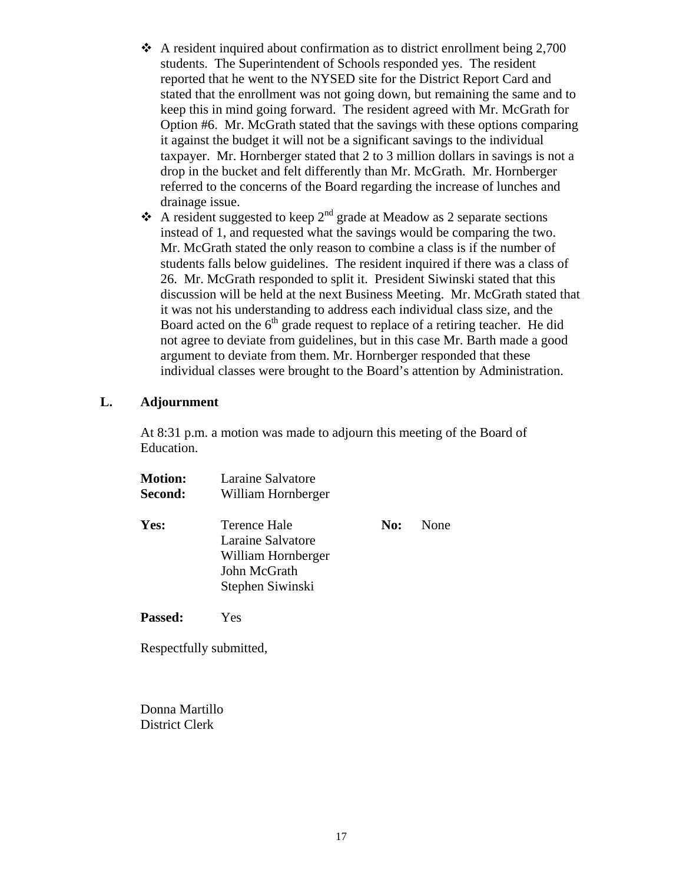- A resident inquired about confirmation as to district enrollment being 2,700 students. The Superintendent of Schools responded yes. The resident reported that he went to the NYSED site for the District Report Card and stated that the enrollment was not going down, but remaining the same and to keep this in mind going forward. The resident agreed with Mr. McGrath for Option #6. Mr. McGrath stated that the savings with these options comparing it against the budget it will not be a significant savings to the individual taxpayer. Mr. Hornberger stated that 2 to 3 million dollars in savings is not a drop in the bucket and felt differently than Mr. McGrath. Mr. Hornberger referred to the concerns of the Board regarding the increase of lunches and drainage issue.
- A resident suggested to keep 2nd grade at Meadow as 2 separate sections instead of 1, and requested what the savings would be comparing the two. Mr. McGrath stated the only reason to combine a class is if the number of students falls below guidelines. The resident inquired if there was a class of 26. Mr. McGrath responded to split it. President Siwinski stated that this discussion will be held at the next Business Meeting. Mr. McGrath stated that it was not his understanding to address each individual class size, and the Board acted on the 6th grade request to replace of a retiring teacher. He did not agree to deviate from guidelines, but in this case Mr. Barth made a good argument to deviate from them. Mr. Hornberger responded that these individual classes were brought to the Board's attention by Administration.

## L. Adjournment

At 8:31 p.m. a motion was made to adjourn this meeting of the Board of Education.

**Motion:** Laraine Salvatore
**Second:** William Hornberger

| | | | |
|---|---|---|---|
| **Yes:** | Terence Hale<br>Laraine Salvatore<br>William Hornberger<br>John McGrath<br>Stephen Siwinski | **No:** | None |

**Passed:** Yes

Respectfully submitted,

Donna Martillo
District Clerk